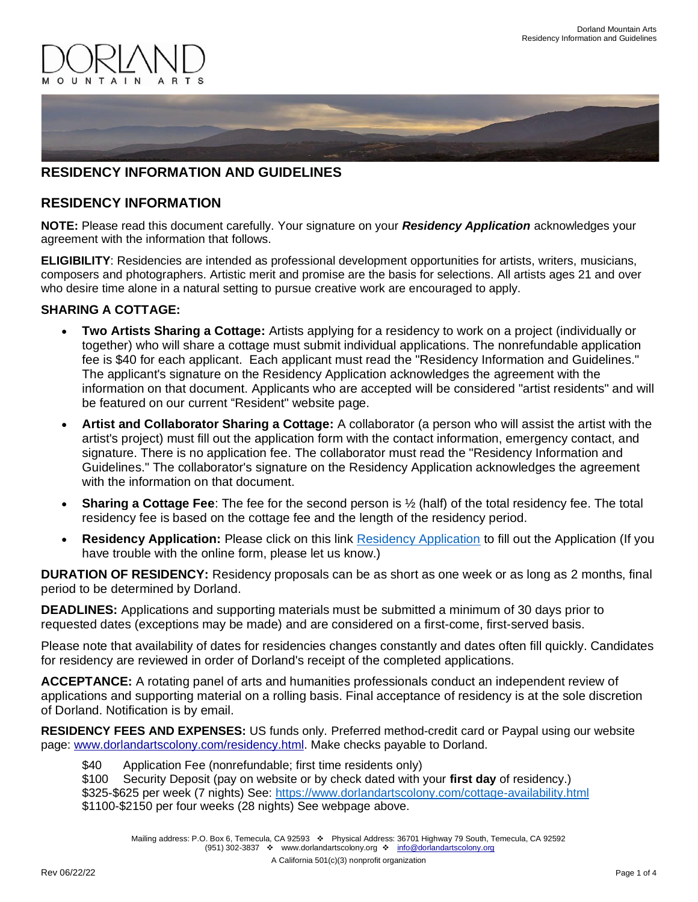# RESIDENCY INFORMATION AND GUIDELINES

## RESIDENCY INFORMATION

**NOTE:** Please read this document carefully. Your signature on your ***Residency Application*** acknowledges your agreement with the information that follows.

**ELIGIBILITY**: Residencies are intended as professional development opportunities for artists, writers, musicians, composers and photographers. Artistic merit and promise are the basis for selections. All artists ages 21 and over who desire time alone in a natural setting to pursue creative work are encouraged to apply.

### SHARING A COTTAGE:

- **Two Artists Sharing a Cottage:** Artists applying for a residency to work on a project (individually or together) who will share a cottage must submit individual applications. The nonrefundable application fee is $40 for each applicant. Each applicant must read the "Residency Information and Guidelines." The applicant's signature on the Residency Application acknowledges the agreement with the information on that document. Applicants who are accepted will be considered "artist residents" and will be featured on our current "Resident" website page.
- **Artist and Collaborator Sharing a Cottage:** A collaborator (a person who will assist the artist with the artist's project) must fill out the application form with the contact information, emergency contact, and signature. There is no application fee. The collaborator must read the "Residency Information and Guidelines." The collaborator's signature on the Residency Application acknowledges the agreement with the information on that document.
- **Sharing a Cottage Fee**: The fee for the second person is ½ (half) of the total residency fee. The total residency fee is based on the cottage fee and the length of the residency period.
- **Residency Application:** Please click on this link Residency Application to fill out the Application (If you have trouble with the online form, please let us know.)

**DURATION OF RESIDENCY:** Residency proposals can be as short as one week or as long as 2 months, final period to be determined by Dorland.

**DEADLINES:** Applications and supporting materials must be submitted a minimum of 30 days prior to requested dates (exceptions may be made) and are considered on a first-come, first-served basis.

Please note that availability of dates for residencies changes constantly and dates often fill quickly. Candidates for residency are reviewed in order of Dorland's receipt of the completed applications.

**ACCEPTANCE:** A rotating panel of arts and humanities professionals conduct an independent review of applications and supporting material on a rolling basis. Final acceptance of residency is at the sole discretion of Dorland. Notification is by email.

**RESIDENCY FEES AND EXPENSES:** US funds only. Preferred method-credit card or Paypal using our website page: www.dorlandartscolony.com/residency.html. Make checks payable to Dorland.

$40 Application Fee (nonrefundable; first time residents only)
$100 Security Deposit (pay on website or by check dated with your **first day** of residency.)
$325-$625 per week (7 nights) See: https://www.dorlandartscolony.com/cottage-availability.html
$1100-$2150 per four weeks (28 nights) See webpage above.

Mailing address: P.O. Box 6, Temecula, CA 92593 ❖ Physical Address: 36701 Highway 79 South, Temecula, CA 92592
(951) 302-3837 ❖ www.dorlandartscolony.org ❖ info@dorlandartscolony.org

A California 501(c)(3) nonprofit organization

Rev 06/22/22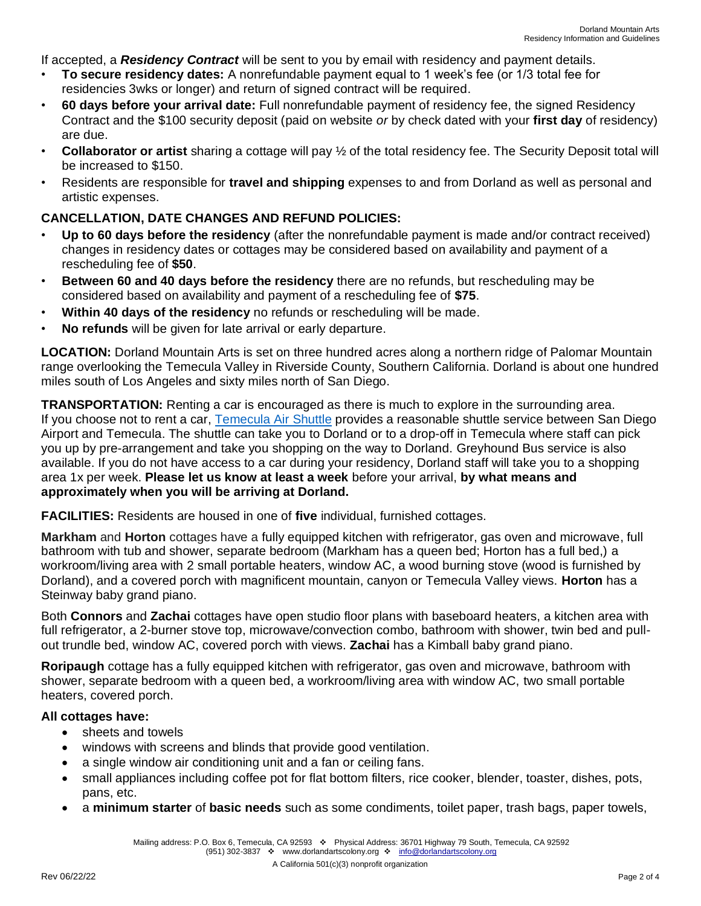If accepted, a ***Residency Contract*** will be sent to you by email with residency and payment details.

- **To secure residency dates:** A nonrefundable payment equal to 1 week's fee (or 1/3 total fee for residencies 3wks or longer) and return of signed contract will be required.
- **60 days before your arrival date:** Full nonrefundable payment of residency fee, the signed Residency Contract and the $100 security deposit (paid on website *or* by check dated with your **first day** of residency) are due.
- **Collaborator or artist** sharing a cottage will pay ½ of the total residency fee. The Security Deposit total will be increased to $150.
- Residents are responsible for **travel and shipping** expenses to and from Dorland as well as personal and artistic expenses.

**CANCELLATION, DATE CHANGES AND REFUND POLICIES:**

- **Up to 60 days before the residency** (after the nonrefundable payment is made and/or contract received) changes in residency dates or cottages may be considered based on availability and payment of a rescheduling fee of **$50**.
- **Between 60 and 40 days before the residency** there are no refunds, but rescheduling may be considered based on availability and payment of a rescheduling fee of **$75**.
- **Within 40 days of the residency** no refunds or rescheduling will be made.
- **No refunds** will be given for late arrival or early departure.

**LOCATION:** Dorland Mountain Arts is set on three hundred acres along a northern ridge of Palomar Mountain range overlooking the Temecula Valley in Riverside County, Southern California. Dorland is about one hundred miles south of Los Angeles and sixty miles north of San Diego.

**TRANSPORTATION:** Renting a car is encouraged as there is much to explore in the surrounding area. If you choose not to rent a car, Temecula Air Shuttle provides a reasonable shuttle service between San Diego Airport and Temecula. The shuttle can take you to Dorland or to a drop-off in Temecula where staff can pick you up by pre-arrangement and take you shopping on the way to Dorland. Greyhound Bus service is also available. If you do not have access to a car during your residency, Dorland staff will take you to a shopping area 1x per week. **Please let us know at least a week** before your arrival, **by what means and approximately when you will be arriving at Dorland.**

**FACILITIES:** Residents are housed in one of **five** individual, furnished cottages.

**Markham** and **Horton** cottages have a fully equipped kitchen with refrigerator, gas oven and microwave, full bathroom with tub and shower, separate bedroom (Markham has a queen bed; Horton has a full bed,) a workroom/living area with 2 small portable heaters, window AC, a wood burning stove (wood is furnished by Dorland), and a covered porch with magnificent mountain, canyon or Temecula Valley views. **Horton** has a Steinway baby grand piano.

Both **Connors** and **Zachai** cottages have open studio floor plans with baseboard heaters, a kitchen area with full refrigerator, a 2-burner stove top, microwave/convection combo, bathroom with shower, twin bed and pull-out trundle bed, window AC, covered porch with views. **Zachai** has a Kimball baby grand piano.

**Roripaugh** cottage has a fully equipped kitchen with refrigerator, gas oven and microwave, bathroom with shower, separate bedroom with a queen bed, a workroom/living area with window AC, two small portable heaters, covered porch.

**All cottages have:**

- sheets and towels
- windows with screens and blinds that provide good ventilation.
- a single window air conditioning unit and a fan or ceiling fans.
- small appliances including coffee pot for flat bottom filters, rice cooker, blender, toaster, dishes, pots, pans, etc.
- a **minimum starter** of **basic needs** such as some condiments, toilet paper, trash bags, paper towels,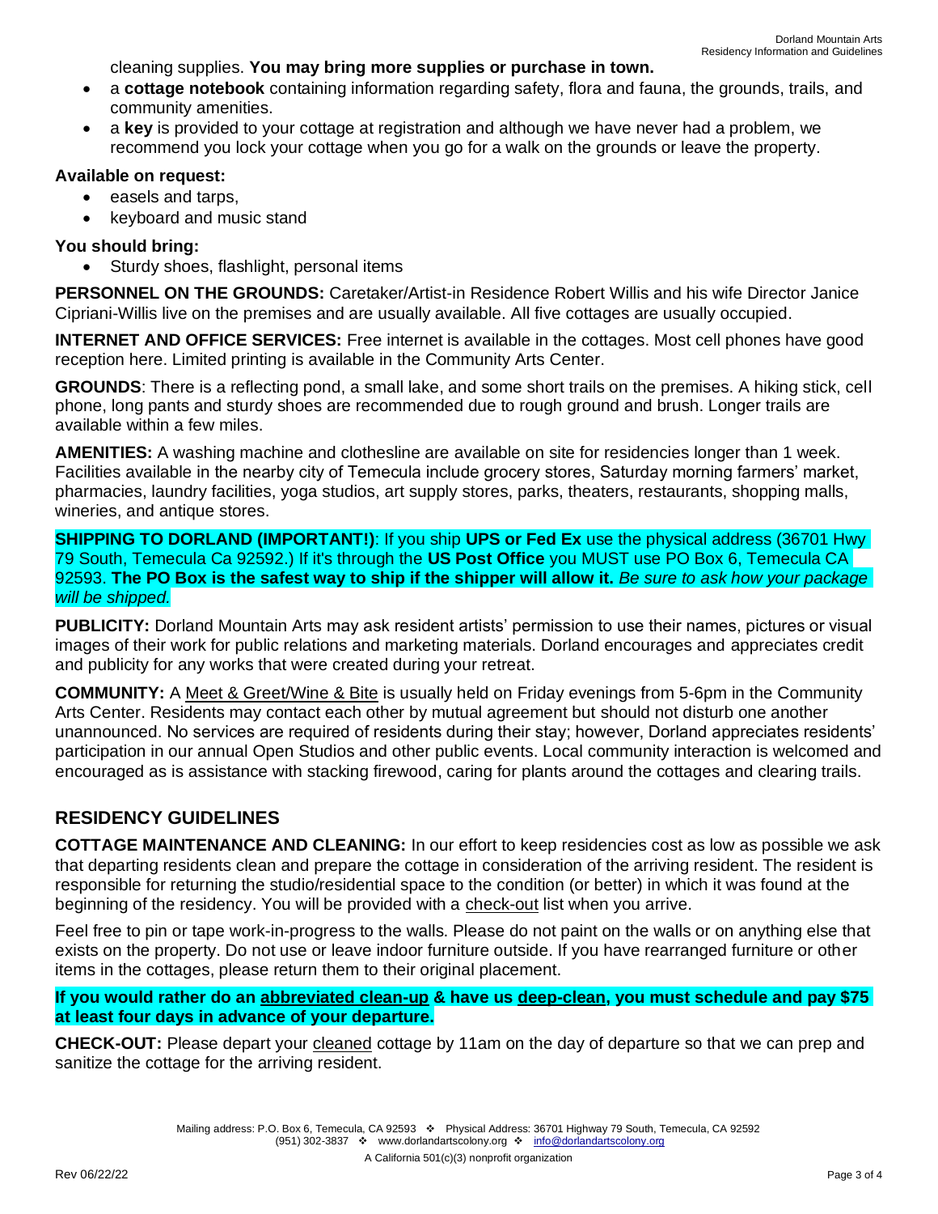cleaning supplies. **You may bring more supplies or purchase in town.**

- a **cottage notebook** containing information regarding safety, flora and fauna, the grounds, trails, and community amenities.
- a **key** is provided to your cottage at registration and although we have never had a problem, we recommend you lock your cottage when you go for a walk on the grounds or leave the property.

**Available on request:**

- easels and tarps,
- keyboard and music stand

**You should bring:**

- Sturdy shoes, flashlight, personal items

**PERSONNEL ON THE GROUNDS:** Caretaker/Artist-in Residence Robert Willis and his wife Director Janice Cipriani-Willis live on the premises and are usually available. All five cottages are usually occupied.

**INTERNET AND OFFICE SERVICES:** Free internet is available in the cottages. Most cell phones have good reception here. Limited printing is available in the Community Arts Center.

**GROUNDS**: There is a reflecting pond, a small lake, and some short trails on the premises. A hiking stick, cell phone, long pants and sturdy shoes are recommended due to rough ground and brush. Longer trails are available within a few miles.

**AMENITIES:** A washing machine and clothesline are available on site for residencies longer than 1 week. Facilities available in the nearby city of Temecula include grocery stores, Saturday morning farmers' market, pharmacies, laundry facilities, yoga studios, art supply stores, parks, theaters, restaurants, shopping malls, wineries, and antique stores.

**SHIPPING TO DORLAND (IMPORTANT!)**: If you ship **UPS or Fed Ex** use the physical address (36701 Hwy 79 South, Temecula Ca 92592.) If it's through the **US Post Office** you MUST use PO Box 6, Temecula CA 92593. **The PO Box is the safest way to ship if the shipper will allow it.** *Be sure to ask how your package will be shipped.*

**PUBLICITY:** Dorland Mountain Arts may ask resident artists' permission to use their names, pictures or visual images of their work for public relations and marketing materials. Dorland encourages and appreciates credit and publicity for any works that were created during your retreat.

**COMMUNITY:** A Meet & Greet/Wine & Bite is usually held on Friday evenings from 5-6pm in the Community Arts Center. Residents may contact each other by mutual agreement but should not disturb one another unannounced. No services are required of residents during their stay; however, Dorland appreciates residents' participation in our annual Open Studios and other public events. Local community interaction is welcomed and encouraged as is assistance with stacking firewood, caring for plants around the cottages and clearing trails.

## RESIDENCY GUIDELINES

**COTTAGE MAINTENANCE AND CLEANING:** In our effort to keep residencies cost as low as possible we ask that departing residents clean and prepare the cottage in consideration of the arriving resident. The resident is responsible for returning the studio/residential space to the condition (or better) in which it was found at the beginning of the residency. You will be provided with a check-out list when you arrive.

Feel free to pin or tape work-in-progress to the walls. Please do not paint on the walls or on anything else that exists on the property. Do not use or leave indoor furniture outside. If you have rearranged furniture or other items in the cottages, please return them to their original placement.

**If you would rather do an abbreviated clean-up & have us deep-clean, you must schedule and pay $75 at least four days in advance of your departure.**

**CHECK-OUT:** Please depart your cleaned cottage by 11am on the day of departure so that we can prep and sanitize the cottage for the arriving resident.

Mailing address: P.O. Box 6, Temecula, CA 92593 ❖ Physical Address: 36701 Highway 79 South, Temecula, CA 92592
(951) 302-3837 ❖ www.dorlandartscolony.org ❖ info@dorlandartscolony.org

A California 501(c)(3) nonprofit organization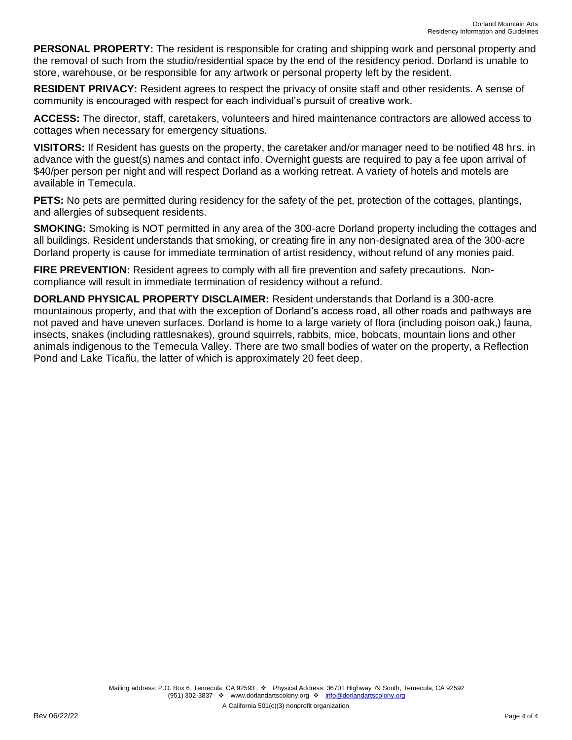**PERSONAL PROPERTY:** The resident is responsible for crating and shipping work and personal property and the removal of such from the studio/residential space by the end of the residency period. Dorland is unable to store, warehouse, or be responsible for any artwork or personal property left by the resident.

**RESIDENT PRIVACY:** Resident agrees to respect the privacy of onsite staff and other residents. A sense of community is encouraged with respect for each individual's pursuit of creative work.

**ACCESS:** The director, staff, caretakers, volunteers and hired maintenance contractors are allowed access to cottages when necessary for emergency situations.

**VISITORS:** If Resident has guests on the property, the caretaker and/or manager need to be notified 48 hrs. in advance with the guest(s) names and contact info. Overnight guests are required to pay a fee upon arrival of $40/per person per night and will respect Dorland as a working retreat. A variety of hotels and motels are available in Temecula.

**PETS:** No pets are permitted during residency for the safety of the pet, protection of the cottages, plantings, and allergies of subsequent residents.

**SMOKING:** Smoking is NOT permitted in any area of the 300-acre Dorland property including the cottages and all buildings. Resident understands that smoking, or creating fire in any non-designated area of the 300-acre Dorland property is cause for immediate termination of artist residency, without refund of any monies paid.

**FIRE PREVENTION:** Resident agrees to comply with all fire prevention and safety precautions. Non-compliance will result in immediate termination of residency without a refund.

**DORLAND PHYSICAL PROPERTY DISCLAIMER:** Resident understands that Dorland is a 300-acre mountainous property, and that with the exception of Dorland's access road, all other roads and pathways are not paved and have uneven surfaces. Dorland is home to a large variety of flora (including poison oak,) fauna, insects, snakes (including rattlesnakes), ground squirrels, rabbits, mice, bobcats, mountain lions and other animals indigenous to the Temecula Valley. There are two small bodies of water on the property, a Reflection Pond and Lake Ticañu, the latter of which is approximately 20 feet deep.